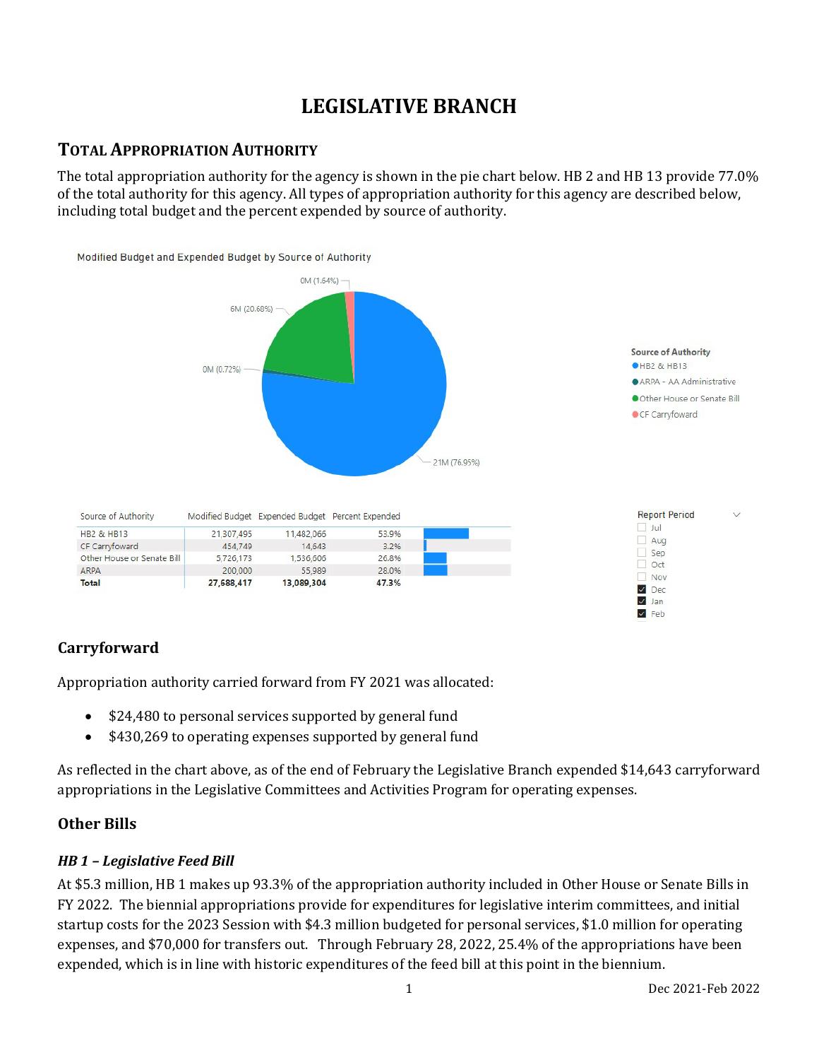# LEGISLATIVE BRANCH

## Total Appropriation Authority

The total appropriation authority for the agency is shown in the pie chart below. HB 2 and HB 13 provide 77.0% of the total authority for this agency. All types of appropriation authority for this agency are described below, including total budget and the percent expended by source of authority.

Modified Budget and Expended Budget by Source of Authority

| Source of Authority | Modified Budget | Expended Budget | Percent Expended |
|---|---|---|---|
| HB2 & HB13 | 21,307,495 | 11,482,066 | 53.9% |
| CF Carryfoward | 454,749 | 14,643 | 3.2% |
| Other House or Senate Bill | 5,726,173 | 1,536,606 | 26.8% |
| ARPA | 200,000 | 55,989 | 28.0% |
| **Total** | **27,688,417** | **13,089,304** | **47.3%** |

### Carryforward

Appropriation authority carried forward from FY 2021 was allocated:

- $24,480 to personal services supported by general fund
- $430,269 to operating expenses supported by general fund

As reflected in the chart above, as of the end of February the Legislative Branch expended $14,643 carryforward appropriations in the Legislative Committees and Activities Program for operating expenses.

### Other Bills

#### *HB 1 – Legislative Feed Bill*

At $5.3 million, HB 1 makes up 93.3% of the appropriation authority included in Other House or Senate Bills in FY 2022. The biennial appropriations provide for expenditures for legislative interim committees, and initial startup costs for the 2023 Session with $4.3 million budgeted for personal services, $1.0 million for operating expenses, and $70,000 for transfers out. Through February 28, 2022, 25.4% of the appropriations have been expended, which is in line with historic expenditures of the feed bill at this point in the biennium.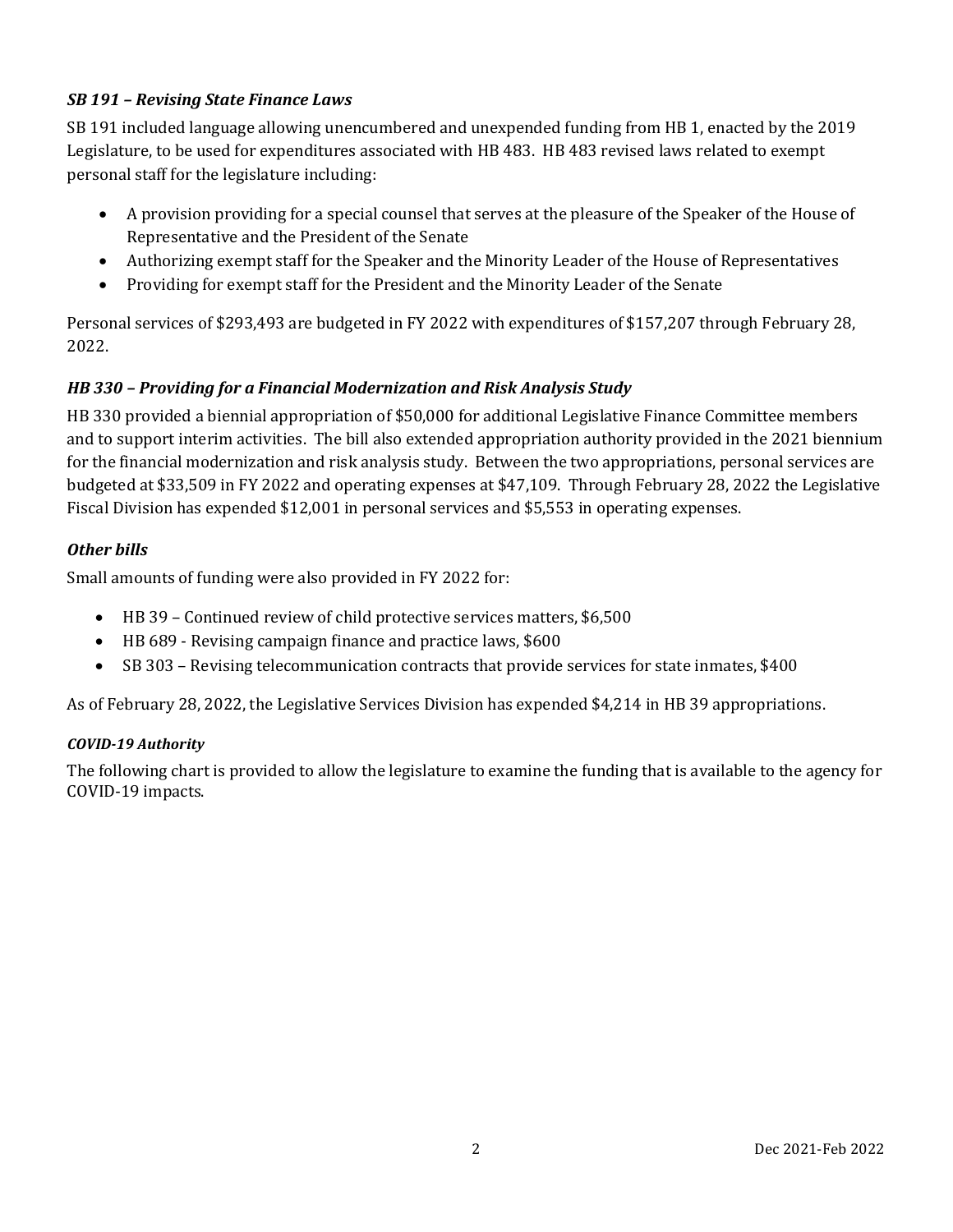### *SB 191 – Revising State Finance Laws*

SB 191 included language allowing unencumbered and unexpended funding from HB 1, enacted by the 2019 Legislature, to be used for expenditures associated with HB 483. HB 483 revised laws related to exempt personal staff for the legislature including:

- A provision providing for a special counsel that serves at the pleasure of the Speaker of the House of Representative and the President of the Senate
- Authorizing exempt staff for the Speaker and the Minority Leader of the House of Representatives
- Providing for exempt staff for the President and the Minority Leader of the Senate

Personal services of $293,493 are budgeted in FY 2022 with expenditures of $157,207 through February 28, 2022.

### *HB 330 – Providing for a Financial Modernization and Risk Analysis Study*

HB 330 provided a biennial appropriation of $50,000 for additional Legislative Finance Committee members and to support interim activities. The bill also extended appropriation authority provided in the 2021 biennium for the financial modernization and risk analysis study. Between the two appropriations, personal services are budgeted at $33,509 in FY 2022 and operating expenses at $47,109. Through February 28, 2022 the Legislative Fiscal Division has expended $12,001 in personal services and $5,553 in operating expenses.

### *Other bills*

Small amounts of funding were also provided in FY 2022 for:

- HB 39 – Continued review of child protective services matters, $6,500
- HB 689 - Revising campaign finance and practice laws, $600
- SB 303 – Revising telecommunication contracts that provide services for state inmates, $400

As of February 28, 2022, the Legislative Services Division has expended $4,214 in HB 39 appropriations.

#### *COVID-19 Authority*

The following chart is provided to allow the legislature to examine the funding that is available to the agency for COVID-19 impacts.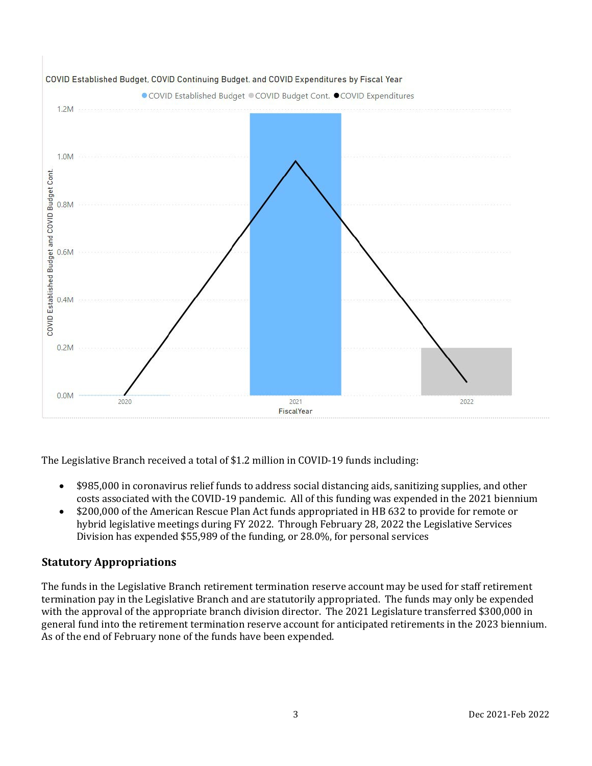COVID Established Budget, COVID Continuing Budget, and COVID Expenditures by Fiscal Year

The Legislative Branch received a total of $1.2 million in COVID-19 funds including:

- $985,000 in coronavirus relief funds to address social distancing aids, sanitizing supplies, and other costs associated with the COVID-19 pandemic. All of this funding was expended in the 2021 biennium
- $200,000 of the American Rescue Plan Act funds appropriated in HB 632 to provide for remote or hybrid legislative meetings during FY 2022. Through February 28, 2022 the Legislative Services Division has expended $55,989 of the funding, or 28.0%, for personal services

### Statutory Appropriations

The funds in the Legislative Branch retirement termination reserve account may be used for staff retirement termination pay in the Legislative Branch and are statutorily appropriated. The funds may only be expended with the approval of the appropriate branch division director. The 2021 Legislature transferred $300,000 in general fund into the retirement termination reserve account for anticipated retirements in the 2023 biennium. As of the end of February none of the funds have been expended.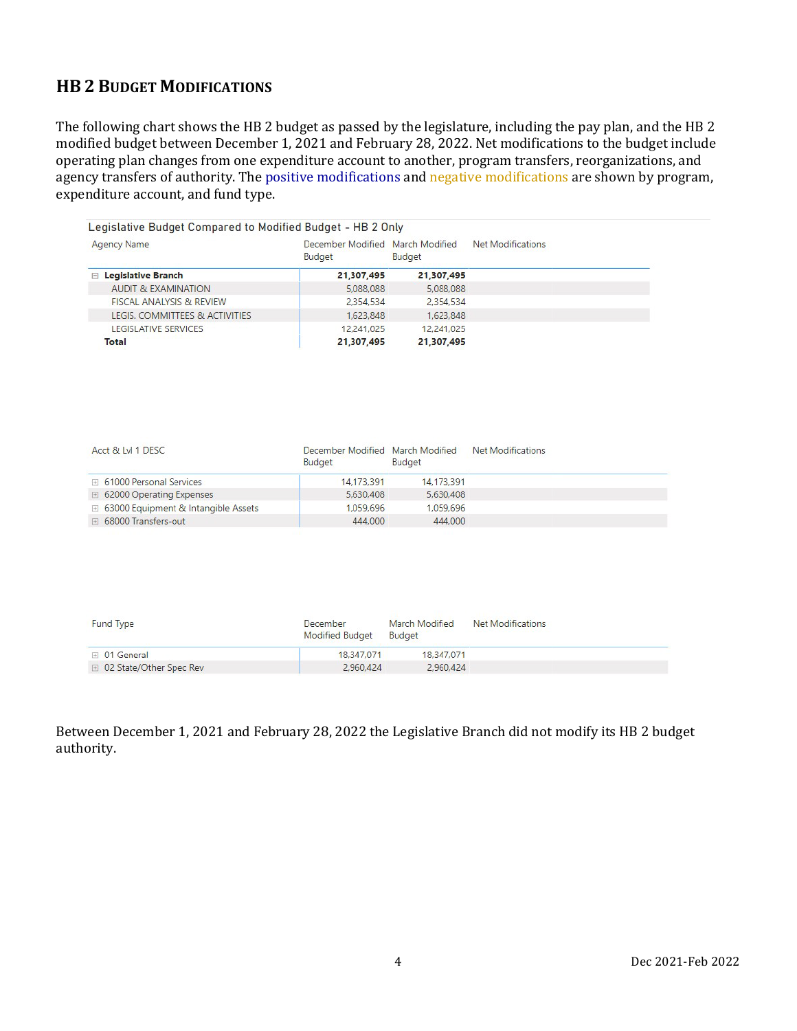## HB 2 Budget Modifications

The following chart shows the HB 2 budget as passed by the legislature, including the pay plan, and the HB 2 modified budget between December 1, 2021 and February 28, 2022. Net modifications to the budget include operating plan changes from one expenditure account to another, program transfers, reorganizations, and agency transfers of authority. The positive modifications and negative modifications are shown by program, expenditure account, and fund type.

Legislative Budget Compared to Modified Budget - HB 2 Only

| Agency Name | December Modified Budget | March Modified Budget | Net Modifications |
|---|---|---|---|
| **Legislative Branch** | **21,307,495** | **21,307,495** | |
| AUDIT & EXAMINATION | 5,088,088 | 5,088,088 | |
| FISCAL ANALYSIS & REVIEW | 2,354,534 | 2,354,534 | |
| LEGIS. COMMITTEES & ACTIVITIES | 1,623,848 | 1,623,848 | |
| LEGISLATIVE SERVICES | 12,241,025 | 12,241,025 | |
| **Total** | **21,307,495** | **21,307,495** | |

| Acct & Lvl 1 DESC | December Modified Budget | March Modified Budget | Net Modifications |
|---|---|---|---|
| 61000 Personal Services | 14,173,391 | 14,173,391 | |
| 62000 Operating Expenses | 5,630,408 | 5,630,408 | |
| 63000 Equipment & Intangible Assets | 1,059,696 | 1,059,696 | |
| 68000 Transfers-out | 444,000 | 444,000 | |

| Fund Type | December Modified Budget | March Modified Budget | Net Modifications |
|---|---|---|---|
| 01 General | 18,347,071 | 18,347,071 | |
| 02 State/Other Spec Rev | 2,960,424 | 2,960,424 | |

Between December 1, 2021 and February 28, 2022 the Legislative Branch did not modify its HB 2 budget authority.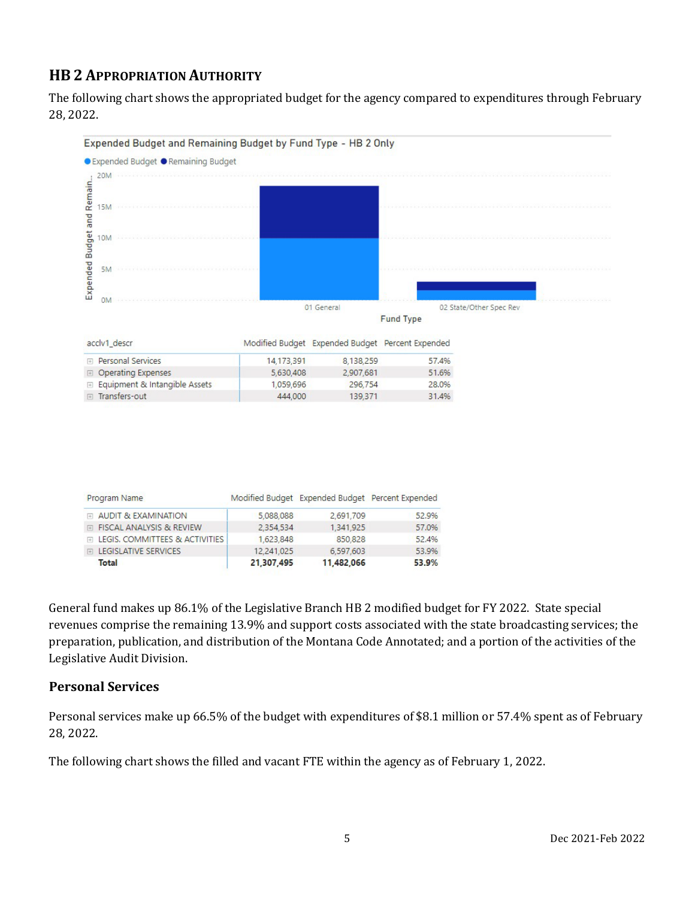## HB 2 Appropriation Authority

The following chart shows the appropriated budget for the agency compared to expenditures through February 28, 2022.

Expended Budget and Remaining Budget by Fund Type - HB 2 Only

| acclv1_descr | Modified Budget | Expended Budget | Percent Expended |
|---|---|---|---|
| Personal Services | 14,173,391 | 8,138,259 | 57.4% |
| Operating Expenses | 5,630,408 | 2,907,681 | 51.6% |
| Equipment & Intangible Assets | 1,059,696 | 296,754 | 28.0% |
| Transfers-out | 444,000 | 139,371 | 31.4% |

| Program Name | Modified Budget | Expended Budget | Percent Expended |
|---|---|---|---|
| AUDIT & EXAMINATION | 5,088,088 | 2,691,709 | 52.9% |
| FISCAL ANALYSIS & REVIEW | 2,354,534 | 1,341,925 | 57.0% |
| LEGIS. COMMITTEES & ACTIVITIES | 1,623,848 | 850,828 | 52.4% |
| LEGISLATIVE SERVICES | 12,241,025 | 6,597,603 | 53.9% |
| **Total** | **21,307,495** | **11,482,066** | **53.9%** |

General fund makes up 86.1% of the Legislative Branch HB 2 modified budget for FY 2022. State special revenues comprise the remaining 13.9% and support costs associated with the state broadcasting services; the preparation, publication, and distribution of the Montana Code Annotated; and a portion of the activities of the Legislative Audit Division.

### Personal Services

Personal services make up 66.5% of the budget with expenditures of $8.1 million or 57.4% spent as of February 28, 2022.

The following chart shows the filled and vacant FTE within the agency as of February 1, 2022.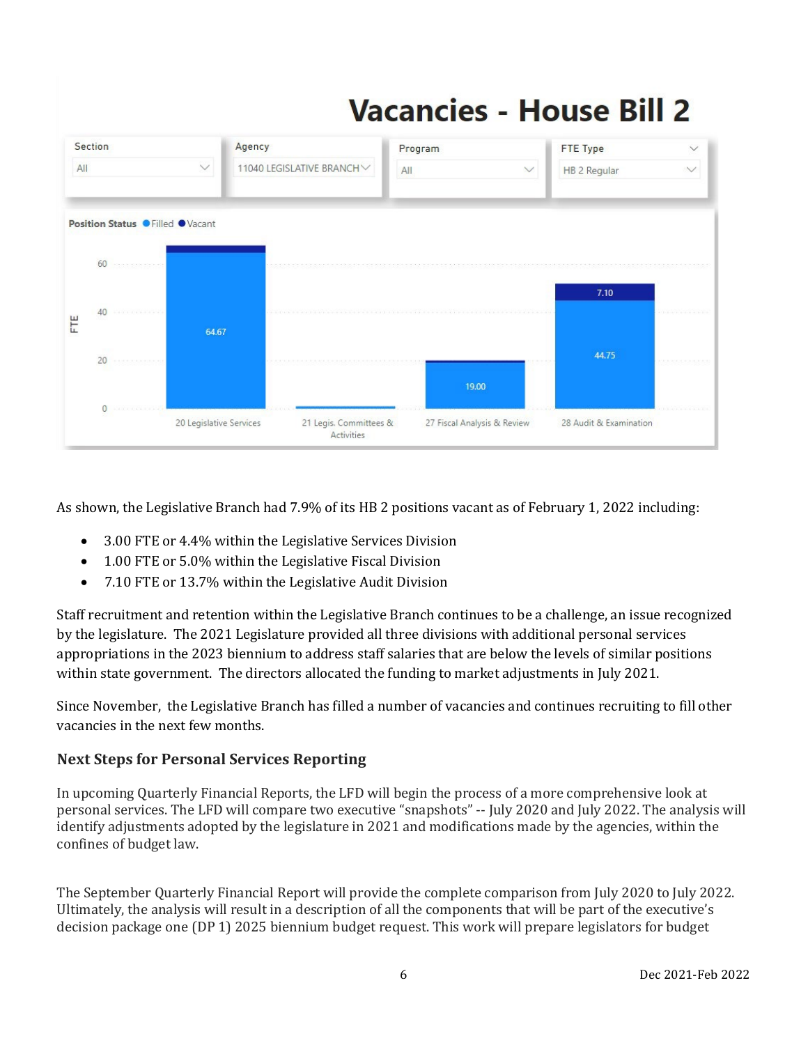# Vacancies - House Bill 2

| Section | Agency | Program | FTE Type |
| --- | --- | --- | --- |
| All | 11040 LEGISLATIVE BRANCH | All | HB 2 Regular |

Position Status: Filled, Vacant

| Program | Filled (FTE) | Vacant (FTE) |
| --- | --- | --- |
| 20 Legislative Services | 64.67 | |
| 21 Legis. Committees & Activities | | |
| 27 Fiscal Analysis & Review | 19.00 | |
| 28 Audit & Examination | 44.75 | 7.10 |

As shown, the Legislative Branch had 7.9% of its HB 2 positions vacant as of February 1, 2022 including:

- 3.00 FTE or 4.4% within the Legislative Services Division
- 1.00 FTE or 5.0% within the Legislative Fiscal Division
- 7.10 FTE or 13.7% within the Legislative Audit Division

Staff recruitment and retention within the Legislative Branch continues to be a challenge, an issue recognized by the legislature. The 2021 Legislature provided all three divisions with additional personal services appropriations in the 2023 biennium to address staff salaries that are below the levels of similar positions within state government. The directors allocated the funding to market adjustments in July 2021.

Since November, the Legislative Branch has filled a number of vacancies and continues recruiting to fill other vacancies in the next few months.

### Next Steps for Personal Services Reporting

In upcoming Quarterly Financial Reports, the LFD will begin the process of a more comprehensive look at personal services. The LFD will compare two executive "snapshots" -- July 2020 and July 2022. The analysis will identify adjustments adopted by the legislature in 2021 and modifications made by the agencies, within the confines of budget law.

The September Quarterly Financial Report will provide the complete comparison from July 2020 to July 2022. Ultimately, the analysis will result in a description of all the components that will be part of the executive's decision package one (DP 1) 2025 biennium budget request. This work will prepare legislators for budget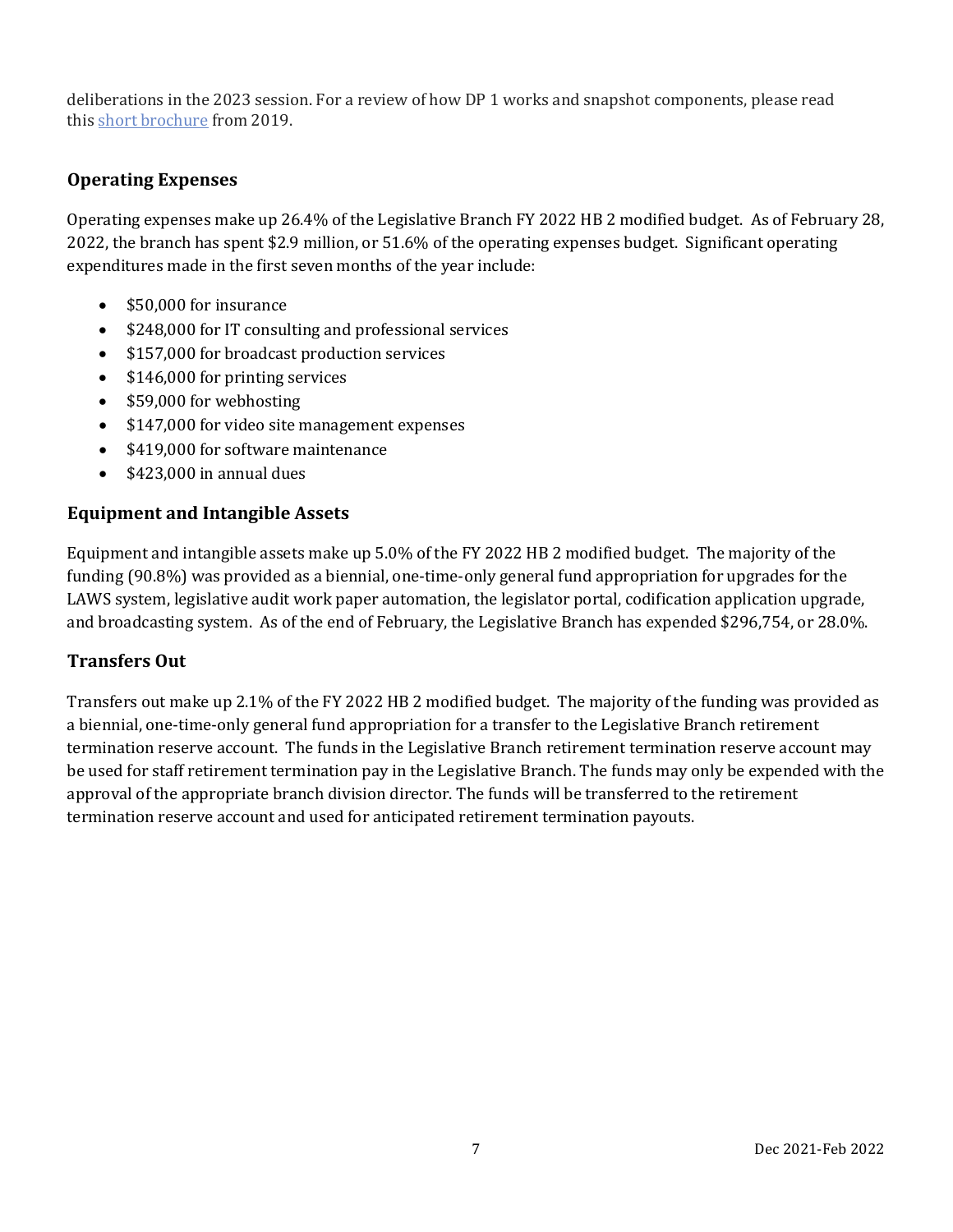deliberations in the 2023 session. For a review of how DP 1 works and snapshot components, please read this [short brochure](short brochure) from 2019.

## Operating Expenses

Operating expenses make up 26.4% of the Legislative Branch FY 2022 HB 2 modified budget. As of February 28, 2022, the branch has spent $2.9 million, or 51.6% of the operating expenses budget. Significant operating expenditures made in the first seven months of the year include:

- $50,000 for insurance
- $248,000 for IT consulting and professional services
- $157,000 for broadcast production services
- $146,000 for printing services
- $59,000 for webhosting
- $147,000 for video site management expenses
- $419,000 for software maintenance
- $423,000 in annual dues

## Equipment and Intangible Assets

Equipment and intangible assets make up 5.0% of the FY 2022 HB 2 modified budget. The majority of the funding (90.8%) was provided as a biennial, one-time-only general fund appropriation for upgrades for the LAWS system, legislative audit work paper automation, the legislator portal, codification application upgrade, and broadcasting system. As of the end of February, the Legislative Branch has expended $296,754, or 28.0%.

## Transfers Out

Transfers out make up 2.1% of the FY 2022 HB 2 modified budget. The majority of the funding was provided as a biennial, one-time-only general fund appropriation for a transfer to the Legislative Branch retirement termination reserve account. The funds in the Legislative Branch retirement termination reserve account may be used for staff retirement termination pay in the Legislative Branch. The funds may only be expended with the approval of the appropriate branch division director. The funds will be transferred to the retirement termination reserve account and used for anticipated retirement termination payouts.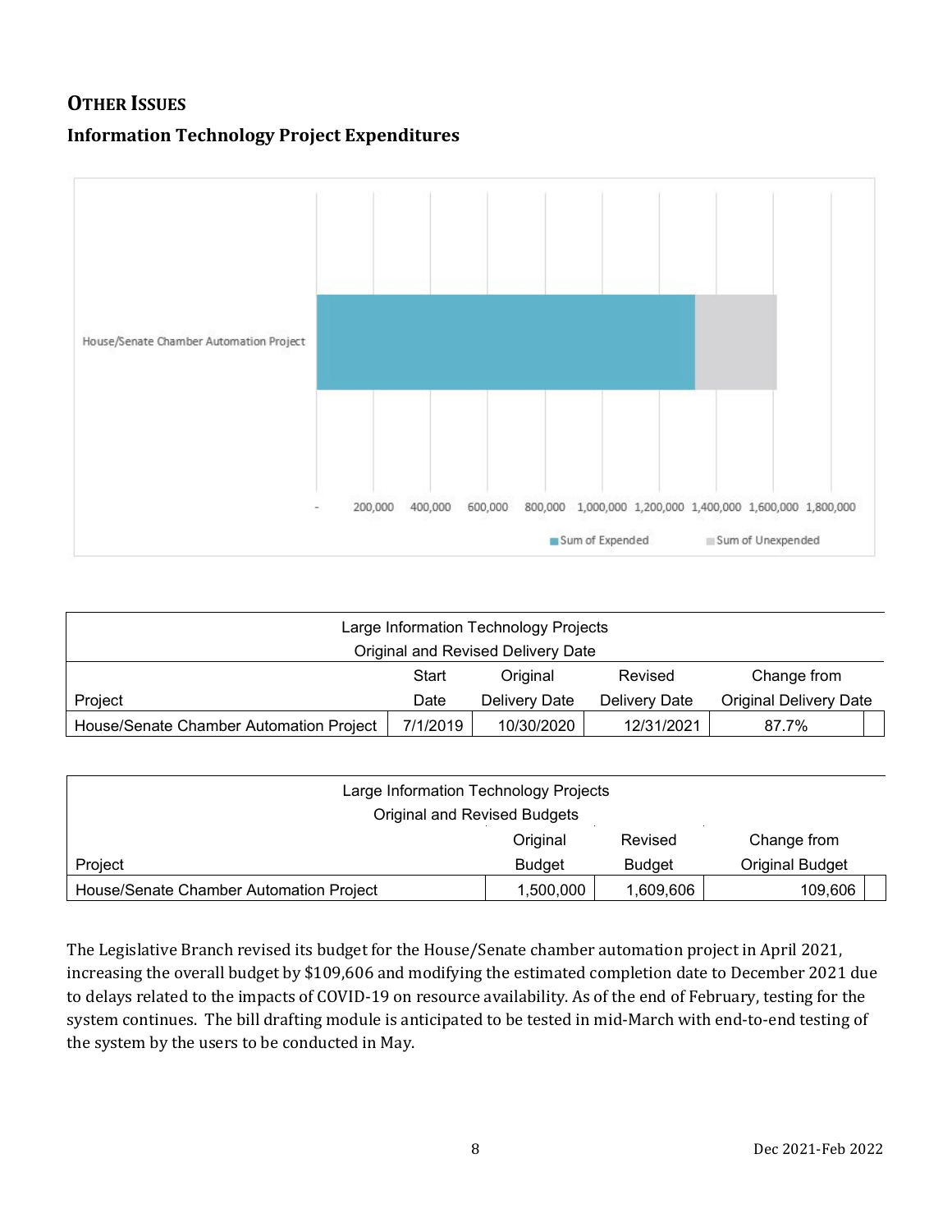## OTHER ISSUES

### Information Technology Project Expenditures

| Large Information Technology Projects Original and Revised Delivery Date | | | | |
|---|---|---|---|---|
| Project | Start Date | Original Delivery Date | Revised Delivery Date | Change from Original Delivery Date |
| House/Senate Chamber Automation Project | 7/1/2019 | 10/30/2020 | 12/31/2021 | 87.7% |

| Large Information Technology Projects Original and Revised Budgets | | | |
|---|---|---|---|
| Project | Original Budget | Revised Budget | Change from Original Budget |
| House/Senate Chamber Automation Project | 1,500,000 | 1,609,606 | 109,606 |

The Legislative Branch revised its budget for the House/Senate chamber automation project in April 2021, increasing the overall budget by $109,606 and modifying the estimated completion date to December 2021 due to delays related to the impacts of COVID-19 on resource availability. As of the end of February, testing for the system continues. The bill drafting module is anticipated to be tested in mid-March with end-to-end testing of the system by the users to be conducted in May.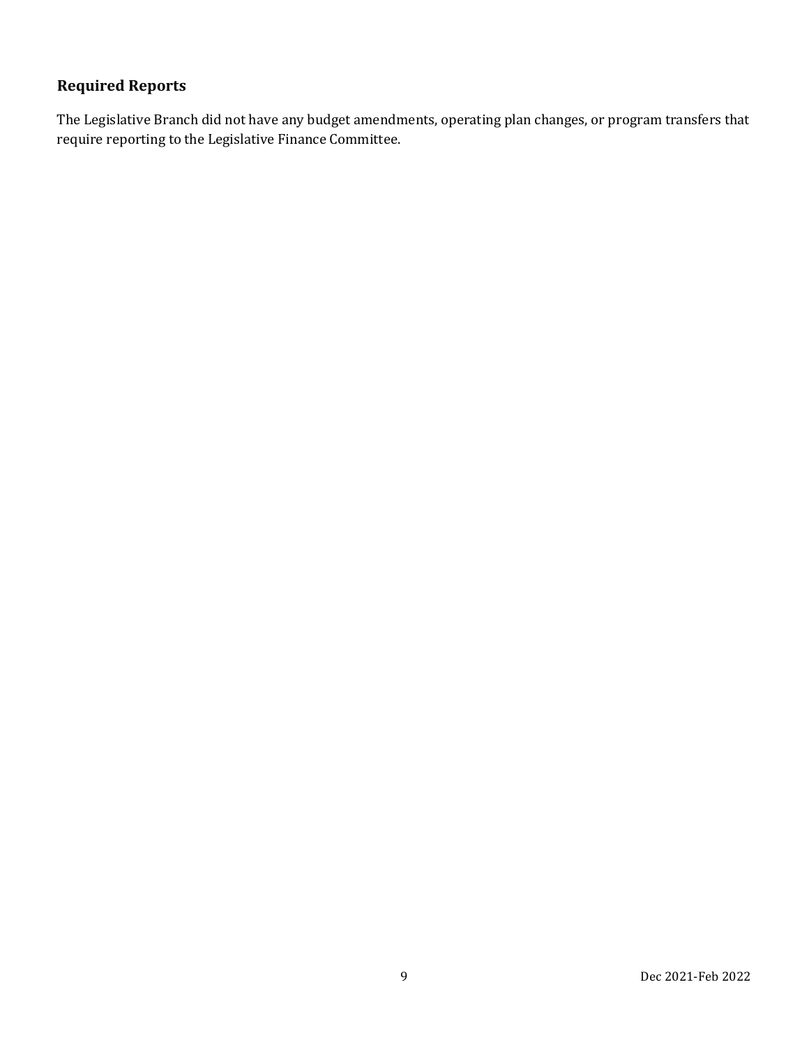## Required Reports

The Legislative Branch did not have any budget amendments, operating plan changes, or program transfers that require reporting to the Legislative Finance Committee.